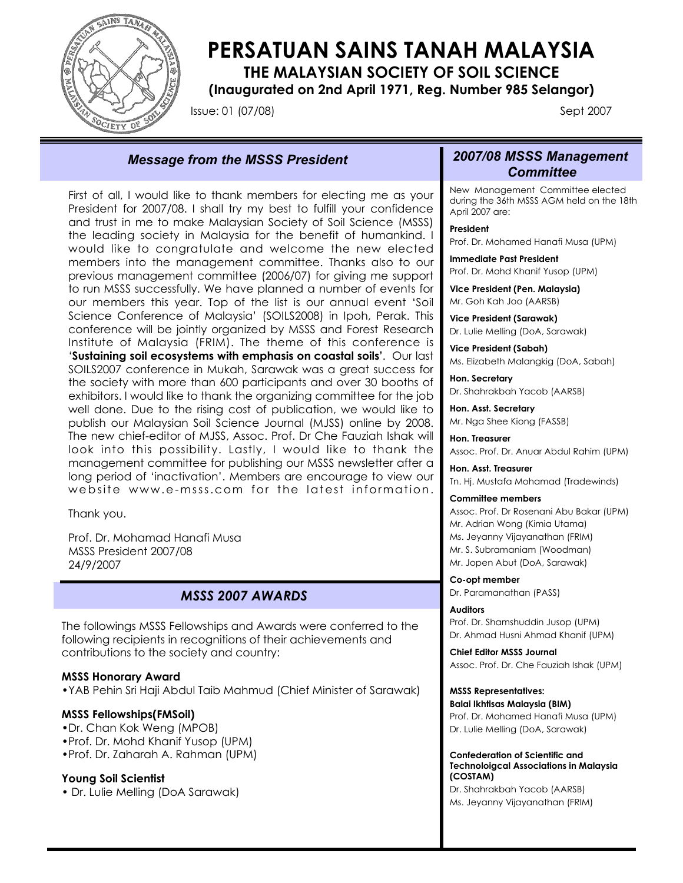# PERSATUAN SAINS TANAH MALAYSIA

## THE MALAYSIAN SOCIETY OF SOIL SCIENCE

**(Inaugurated on 2nd April 1971, Reg. Number 985 Selangor)**

Issue: 01 (07/08) Sept 2007

## *Message from the MSSS President*

First of all, I would like to thank members for electing me as your President for 2007/08. I shall try my best to fulfill your confidence and trust in me to make Malaysian Society of Soil Science (MSSS) the leading society in Malaysia for the benefit of humankind. I would like to congratulate and welcome the new elected members into the management committee. Thanks also to our previous management committee (2006/07) for giving me support to run MSSS successfully. We have planned a number of events for our members this year. Top of the list is our annual event 'Soil Science Conference of Malaysia' (SOILS2008) in Ipoh, Perak. This conference will be jointly organized by MSSS and Forest Research Institute of Malaysia (FRIM). The theme of this conference is '**Sustaining soil ecosystems with emphasis on coastal soils**'. Our last SOILS2007 conference in Mukah, Sarawak was a great success for the society with more than 600 participants and over 30 booths of exhibitors. I would like to thank the organizing committee for the job well done. Due to the rising cost of publication, we would like to publish our Malaysian Soil Science Journal (MJSS) online by 2008. The new chief-editor of MJSS, Assoc. Prof. Dr Che Fauziah Ishak will look into this possibility. Lastly, I would like to thank the management committee for publishing our MSSS newsletter after a long period of 'inactivation'. Members are encourage to view our website www.e-msss.com for the latest information.

Thank you.

Prof. Dr. Mohamad Hanafi Musa
MSSS President 2007/08
24/9/2007

## *MSSS 2007 AWARDS*

The followings MSSS Fellowships and Awards were conferred to the following recipients in recognitions of their achievements and contributions to the society and country:

**MSSS Honorary Award**

- YAB Pehin Sri Haji Abdul Taib Mahmud (Chief Minister of Sarawak)

**MSSS Fellowships(FMSoil)**

- Dr. Chan Kok Weng (MPOB)
- Prof. Dr. Mohd Khanif Yusop (UPM)
- Prof. Dr. Zaharah A. Rahman (UPM)

**Young Soil Scientist**

- Dr. Lulie Melling (DoA Sarawak)

## *2007/08 MSSS Management Committee*

New Management Committee elected during the 36th MSSS AGM held on the 18th April 2007 are:

**President**
Prof. Dr. Mohamed Hanafi Musa (UPM)

**Immediate Past President**
Prof. Dr. Mohd Khanif Yusop (UPM)

**Vice President (Pen. Malaysia)**
Mr. Goh Kah Joo (AARSB)

**Vice President (Sarawak)**
Dr. Lulie Melling (DoA, Sarawak)

**Vice President (Sabah)**
Ms. Elizabeth Malangkig (DoA, Sabah)

**Hon. Secretary**
Dr. Shahrakbah Yacob (AARSB)

**Hon. Asst. Secretary**
Mr. Nga Shee Kiong (FASSB)

**Hon. Treasurer**
Assoc. Prof. Dr. Anuar Abdul Rahim (UPM)

**Hon. Asst. Treasurer**
Tn. Hj. Mustafa Mohamad (Tradewinds)

**Committee members**
Assoc. Prof. Dr Rosenani Abu Bakar (UPM)
Mr. Adrian Wong (Kimia Utama)
Ms. Jeyanny Vijayanathan (FRIM)
Mr. S. Subramaniam (Woodman)
Mr. Jopen Abut (DoA, Sarawak)

**Co-opt member**
Dr. Paramanathan (PASS)

**Auditors**
Prof. Dr. Shamshuddin Jusop (UPM)
Dr. Ahmad Husni Ahmad Khanif (UPM)

**Chief Editor MSSS Journal**
Assoc. Prof. Dr. Che Fauziah Ishak (UPM)

**MSSS Representatives:**

**Balai Ikhtisas Malaysia (BIM)**
Prof. Dr. Mohamed Hanafi Musa (UPM)
Dr. Lulie Melling (DoA, Sarawak)

**Confederation of Scientific and Technoloigcal Associations in Malaysia (COSTAM)**
Dr. Shahrakbah Yacob (AARSB)
Ms. Jeyanny Vijayanathan (FRIM)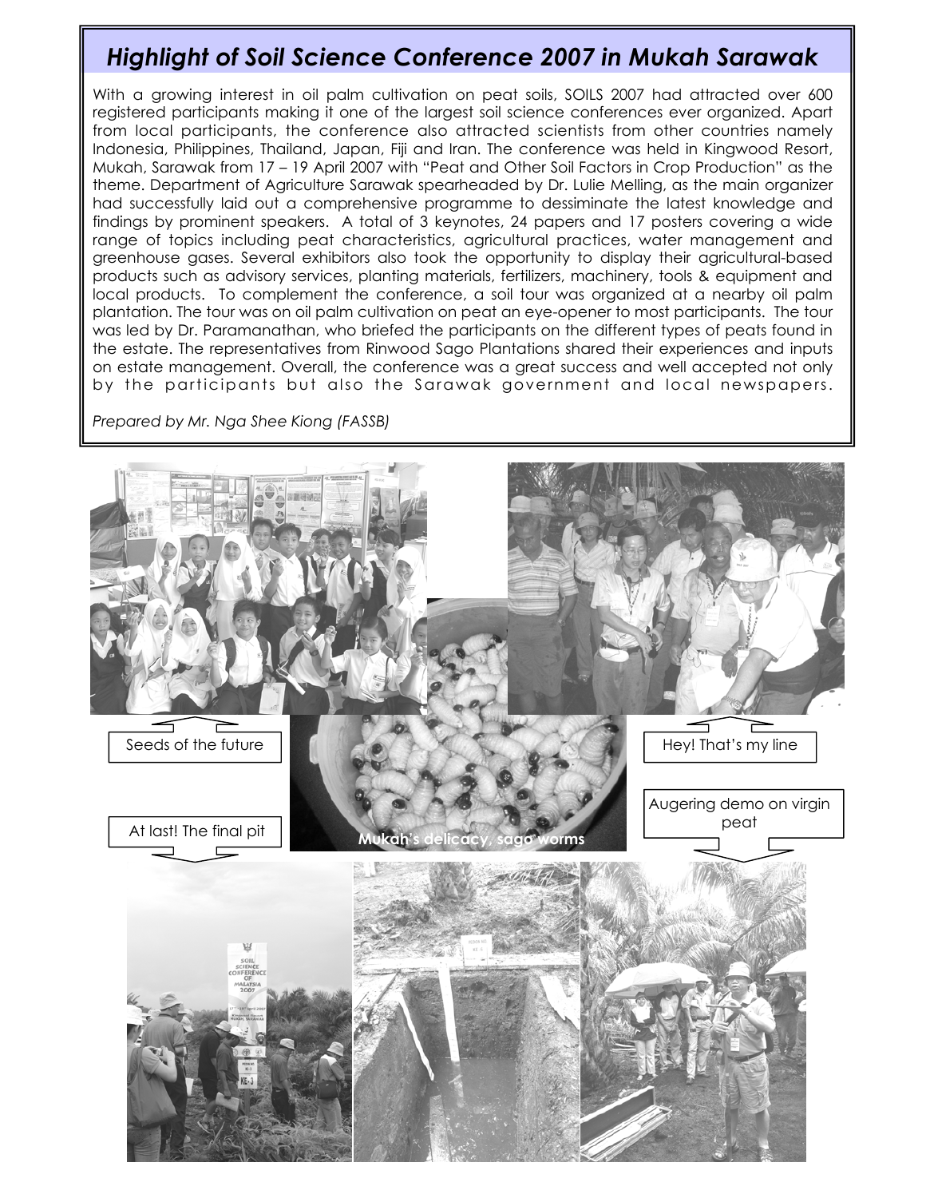# *Highlight of Soil Science Conference 2007 in Mukah Sarawak*

With a growing interest in oil palm cultivation on peat soils, SOILS 2007 had attracted over 600 registered participants making it one of the largest soil science conferences ever organized. Apart from local participants, the conference also attracted scientists from other countries namely Indonesia, Philippines, Thailand, Japan, Fiji and Iran. The conference was held in Kingwood Resort, Mukah, Sarawak from 17 – 19 April 2007 with "Peat and Other Soil Factors in Crop Production" as the theme. Department of Agriculture Sarawak spearheaded by Dr. Lulie Melling, as the main organizer had successfully laid out a comprehensive programme to dessiminate the latest knowledge and findings by prominent speakers. A total of 3 keynotes, 24 papers and 17 posters covering a wide range of topics including peat characteristics, agricultural practices, water management and greenhouse gases. Several exhibitors also took the opportunity to display their agricultural-based products such as advisory services, planting materials, fertilizers, machinery, tools & equipment and local products. To complement the conference, a soil tour was organized at a nearby oil palm plantation. The tour was on oil palm cultivation on peat an eye-opener to most participants. The tour was led by Dr. Paramanathan, who briefed the participants on the different types of peats found in the estate. The representatives from Rinwood Sago Plantations shared their experiences and inputs on estate management. Overall, the conference was a great success and well accepted not only by the participants but also the Sarawak government and local newspapers.

*Prepared by Mr. Nga Shee Kiong (FASSB)*

Seeds of the future

Hey! That's my line

Mukah's delicacy, sago worms

At last! The final pit

Augering demo on virgin peat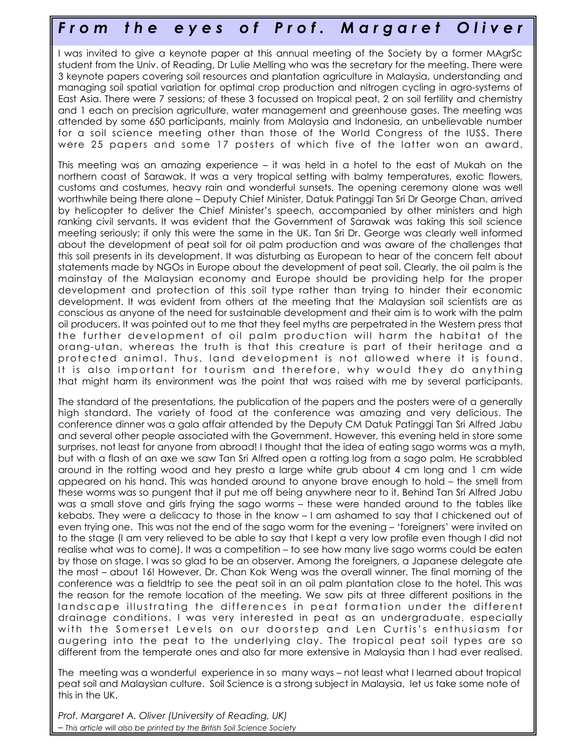# From the eyes of Prof. Margaret Oliver

I was invited to give a keynote paper at this annual meeting of the Society by a former MAgrSc student from the Univ. of Reading, Dr Lulie Melling who was the secretary for the meeting. There were 3 keynote papers covering soil resources and plantation agriculture in Malaysia, understanding and managing soil spatial variation for optimal crop production and nitrogen cycling in agro-systems of East Asia. There were 7 sessions; of these 3 focussed on tropical peat, 2 on soil fertility and chemistry and 1 each on precision agriculture, water management and greenhouse gases. The meeting was attended by some 650 participants, mainly from Malaysia and Indonesia, an unbelievable number for a soil science meeting other than those of the World Congress of the IUSS. There were 25 papers and some 17 posters of which five of the latter won an award.

This meeting was an amazing experience – it was held in a hotel to the east of Mukah on the northern coast of Sarawak. It was a very tropical setting with balmy temperatures, exotic flowers, customs and costumes, heavy rain and wonderful sunsets. The opening ceremony alone was well worthwhile being there alone – Deputy Chief Minister, Datuk Patinggi Tan Sri Dr George Chan, arrived by helicopter to deliver the Chief Minister's speech, accompanied by other ministers and high ranking civil servants. It was evident that the Government of Sarawak was taking this soil science meeting seriously; if only this were the same in the UK. Tan Sri Dr. George was clearly well informed about the development of peat soil for oil palm production and was aware of the challenges that this soil presents in its development. It was disturbing as European to hear of the concern felt about statements made by NGOs in Europe about the development of peat soil. Clearly, the oil palm is the mainstay of the Malaysian economy and Europe should be providing help for the proper development and protection of this soil type rather than trying to hinder their economic development. It was evident from others at the meeting that the Malaysian soil scientists are as conscious as anyone of the need for sustainable development and their aim is to work with the palm oil producers. It was pointed out to me that they feel myths are perpetrated in the Western press that the further development of oil palm production will harm the habitat of the orang-utan, whereas the truth is that this creature is part of their heritage and a protected animal. Thus, land development is not allowed where it is found. It is also important for tourism and therefore, why would they do anything that might harm its environment was the point that was raised with me by several participants.

The standard of the presentations, the publication of the papers and the posters were of a generally high standard. The variety of food at the conference was amazing and very delicious. The conference dinner was a gala affair attended by the Deputy CM Datuk Patinggi Tan Sri Alfred Jabu and several other people associated with the Government. However, this evening held in store some surprises, not least for anyone from abroad! I thought that the idea of eating sago worms was a myth, but with a flash of an axe we saw Tan Sri Alfred open a rotting log from a sago palm. He scrabbled around in the rotting wood and hey presto a large white grub about 4 cm long and 1 cm wide appeared on his hand. This was handed around to anyone brave enough to hold – the smell from these worms was so pungent that it put me off being anywhere near to it. Behind Tan Sri Alfred Jabu was a small stove and girls frying the sago worms – these were handed around to the tables like kebabs. They were a delicacy to those in the know – I am ashamed to say that I chickened out of even trying one. This was not the end of the sago worm for the evening – 'foreigners' were invited on to the stage (I am very relieved to be able to say that I kept a very low profile even though I did not realise what was to come). It was a competition – to see how many live sago worms could be eaten by those on stage. I was so glad to be an observer. Among the foreigners, a Japanese delegate ate the most – about 16! However, Dr. Chan Kok Weng was the overall winner. The final morning of the conference was a fieldtrip to see the peat soil in an oil palm plantation close to the hotel. This was the reason for the remote location of the meeting. We saw pits at three different positions in the landscape illustrating the differences in peat formation under the different drainage conditions. I was very interested in peat as an undergraduate, especially with the Somerset Levels on our doorstep and Len Curtis's enthusiasm for augering into the peat to the underlying clay. The tropical peat soil types are so different from the temperate ones and also far more extensive in Malaysia than I had ever realised.

The meeting was a wonderful experience in so many ways – not least what I learned about tropical peat soil and Malaysian culture. Soil Science is a strong subject in Malaysia, let us take some note of this in the UK.

*Prof. Margaret A. Oliver (University of Reading, UK)*

*– This article will also be printed by the British Soil Science Society*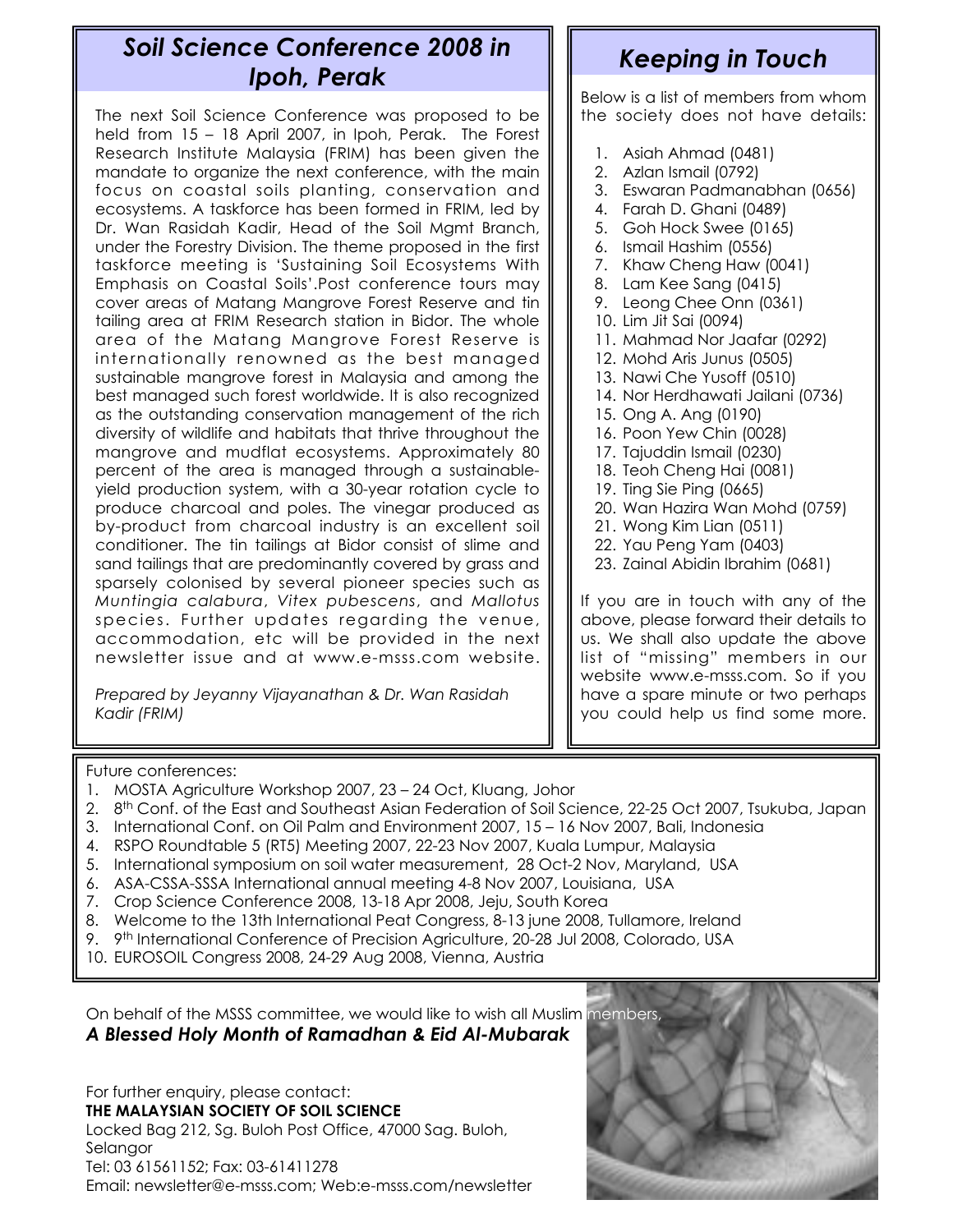## *Soil Science Conference 2008 in Ipoh, Perak*

The next Soil Science Conference was proposed to be held from 15 – 18 April 2007, in Ipoh, Perak. The Forest Research Institute Malaysia (FRIM) has been given the mandate to organize the next conference, with the main focus on coastal soils planting, conservation and ecosystems. A taskforce has been formed in FRIM, led by Dr. Wan Rasidah Kadir, Head of the Soil Mgmt Branch, under the Forestry Division. The theme proposed in the first taskforce meeting is 'Sustaining Soil Ecosystems With Emphasis on Coastal Soils'.Post conference tours may cover areas of Matang Mangrove Forest Reserve and tin tailing area at FRIM Research station in Bidor. The whole area of the Matang Mangrove Forest Reserve is internationally renowned as the best managed sustainable mangrove forest in Malaysia and among the best managed such forest worldwide. It is also recognized as the outstanding conservation management of the rich diversity of wildlife and habitats that thrive throughout the mangrove and mudflat ecosystems. Approximately 80 percent of the area is managed through a sustainable-yield production system, with a 30-year rotation cycle to produce charcoal and poles. The vinegar produced as by-product from charcoal industry is an excellent soil conditioner. The tin tailings at Bidor consist of slime and sand tailings that are predominantly covered by grass and sparsely colonised by several pioneer species such as *Muntingia calabura*, *Vitex pubescens*, and *Mallotus* species. Further updates regarding the venue, accommodation, etc will be provided in the next newsletter issue and at www.e-msss.com website.

*Prepared by Jeyanny Vijayanathan & Dr. Wan Rasidah Kadir (FRIM)*

## *Keeping in Touch*

Below is a list of members from whom the society does not have details:

1. Asiah Ahmad (0481)
2. Azlan Ismail (0792)
3. Eswaran Padmanabhan (0656)
4. Farah D. Ghani (0489)
5. Goh Hock Swee (0165)
6. Ismail Hashim (0556)
7. Khaw Cheng Haw (0041)
8. Lam Kee Sang (0415)
9. Leong Chee Onn (0361)
10. Lim Jit Sai (0094)
11. Mahmad Nor Jaafar (0292)
12. Mohd Aris Junus (0505)
13. Nawi Che Yusoff (0510)
14. Nor Herdhawati Jailani (0736)
15. Ong A. Ang (0190)
16. Poon Yew Chin (0028)
17. Tajuddin Ismail (0230)
18. Teoh Cheng Hai (0081)
19. Ting Sie Ping (0665)
20. Wan Hazira Wan Mohd (0759)
21. Wong Kim Lian (0511)
22. Yau Peng Yam (0403)
23. Zainal Abidin Ibrahim (0681)

If you are in touch with any of the above, please forward their details to us. We shall also update the above list of "missing" members in our website www.e-msss.com. So if you have a spare minute or two perhaps you could help us find some more.

Future conferences:

1. MOSTA Agriculture Workshop 2007, 23 – 24 Oct, Kluang, Johor
2. 8th Conf. of the East and Southeast Asian Federation of Soil Science, 22-25 Oct 2007, Tsukuba, Japan
3. International Conf. on Oil Palm and Environment 2007, 15 – 16 Nov 2007, Bali, Indonesia
4. RSPO Roundtable 5 (RT5) Meeting 2007, 22-23 Nov 2007, Kuala Lumpur, Malaysia
5. International symposium on soil water measurement, 28 Oct-2 Nov, Maryland, USA
6. ASA-CSSA-SSSA International annual meeting 4-8 Nov 2007, Louisiana, USA
7. Crop Science Conference 2008, 13-18 Apr 2008, Jeju, South Korea
8. Welcome to the 13th International Peat Congress, 8-13 june 2008, Tullamore, Ireland
9. 9th International Conference of Precision Agriculture, 20-28 Jul 2008, Colorado, USA
10. EUROSOIL Congress 2008, 24-29 Aug 2008, Vienna, Austria

On behalf of the MSSS committee, we would like to wish all Muslim members,

***A Blessed Holy Month of Ramadhan & Eid Al-Mubarak***

For further enquiry, please contact:
**THE MALAYSIAN SOCIETY OF SOIL SCIENCE**
Locked Bag 212, Sg. Buloh Post Office, 47000 Sag. Buloh, Selangor
Tel: 03 61561152; Fax: 03-61411278
Email: newsletter@e-msss.com; Web:e-msss.com/newsletter